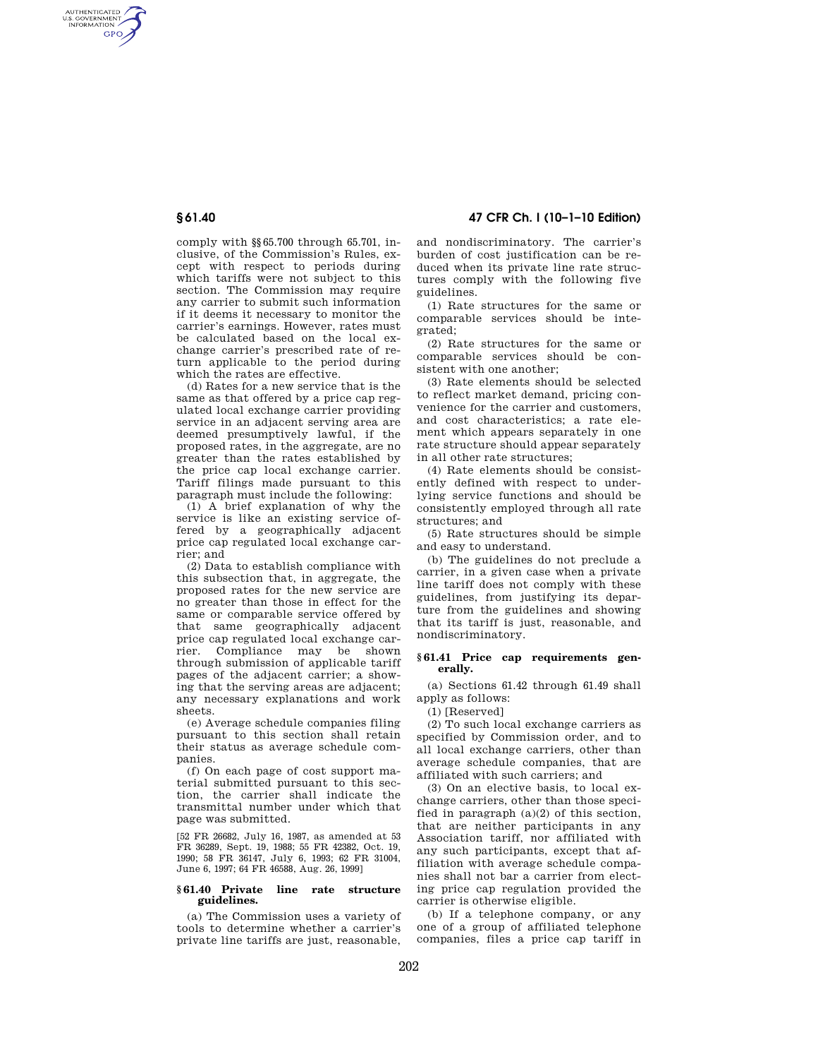comply with §§ 65.700 through 65.701, inclusive, of the Commission's Rules, except with respect to periods during which tariffs were not subject to this section. The Commission may require any carrier to submit such information if it deems it necessary to monitor the carrier's earnings. However, rates must be calculated based on the local exchange carrier's prescribed rate of return applicable to the period during which the rates are effective.

(d) Rates for a new service that is the same as that offered by a price cap regulated local exchange carrier providing service in an adjacent serving area are deemed presumptively lawful, if the proposed rates, in the aggregate, are no greater than the rates established by the price cap local exchange carrier. Tariff filings made pursuant to this paragraph must include the following:

(1) A brief explanation of why the service is like an existing service offered by a geographically adjacent price cap regulated local exchange carrier; and

(2) Data to establish compliance with this subsection that, in aggregate, the proposed rates for the new service are no greater than those in effect for the same or comparable service offered by that same geographically adjacent price cap regulated local exchange carrier. Compliance may be shown through submission of applicable tariff pages of the adjacent carrier; a showing that the serving areas are adjacent; any necessary explanations and work sheets.

(e) Average schedule companies filing pursuant to this section shall retain their status as average schedule companies.

(f) On each page of cost support material submitted pursuant to this section, the carrier shall indicate the transmittal number under which that page was submitted.

[52 FR 26682, July 16, 1987, as amended at 53 FR 36289, Sept. 19, 1988; 55 FR 42382, Oct. 19, 1990; 58 FR 36147, July 6, 1993; 62 FR 31004, June 6, 1997; 64 FR 46588, Aug. 26, 1999]

## § 61.40 Private line rate structure guidelines.

(a) The Commission uses a variety of tools to determine whether a carrier's private line tariffs are just, reasonable, and nondiscriminatory. The carrier's burden of cost justification can be reduced when its private line rate structures comply with the following five guidelines.

(1) Rate structures for the same or comparable services should be integrated;

(2) Rate structures for the same or comparable services should be consistent with one another;

(3) Rate elements should be selected to reflect market demand, pricing convenience for the carrier and customers, and cost characteristics; a rate element which appears separately in one rate structure should appear separately in all other rate structures;

(4) Rate elements should be consistently defined with respect to underlying service functions and should be consistently employed through all rate structures; and

(5) Rate structures should be simple and easy to understand.

(b) The guidelines do not preclude a carrier, in a given case when a private line tariff does not comply with these guidelines, from justifying its departure from the guidelines and showing that its tariff is just, reasonable, and nondiscriminatory.

## § 61.41 Price cap requirements generally.

(a) Sections 61.42 through 61.49 shall apply as follows:

(1) [Reserved]

(2) To such local exchange carriers as specified by Commission order, and to all local exchange carriers, other than average schedule companies, that are affiliated with such carriers; and

(3) On an elective basis, to local exchange carriers, other than those specified in paragraph (a)(2) of this section, that are neither participants in any Association tariff, nor affiliated with any such participants, except that affiliation with average schedule companies shall not bar a carrier from electing price cap regulation provided the carrier is otherwise eligible.

(b) If a telephone company, or any one of a group of affiliated telephone companies, files a price cap tariff in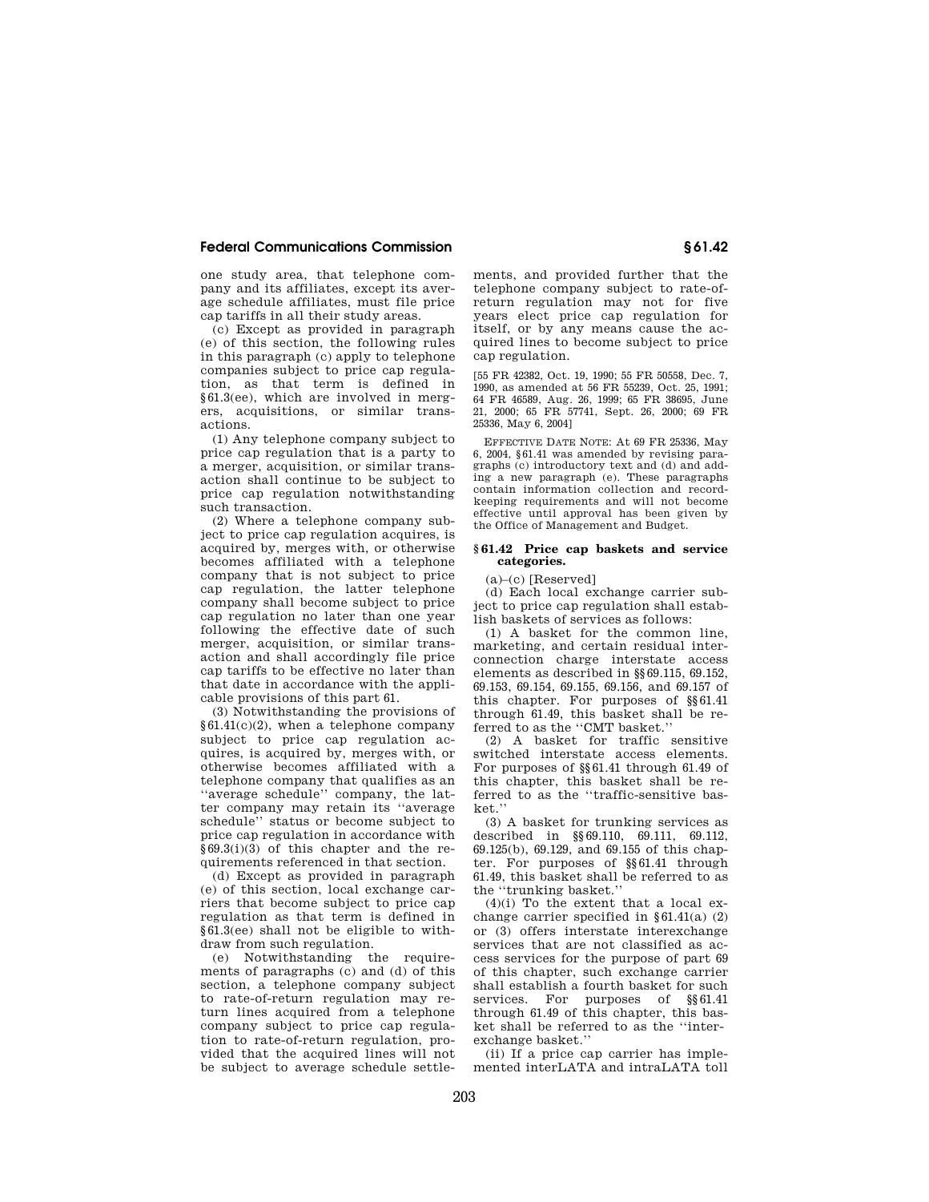one study area, that telephone company and its affiliates, except its average schedule affiliates, must file price cap tariffs in all their study areas.

(c) Except as provided in paragraph (e) of this section, the following rules in this paragraph (c) apply to telephone companies subject to price cap regulation, as that term is defined in §61.3(ee), which are involved in mergers, acquisitions, or similar transactions.

(1) Any telephone company subject to price cap regulation that is a party to a merger, acquisition, or similar transaction shall continue to be subject to price cap regulation notwithstanding such transaction.

(2) Where a telephone company subject to price cap regulation acquires, is acquired by, merges with, or otherwise becomes affiliated with a telephone company that is not subject to price cap regulation, the latter telephone company shall become subject to price cap regulation no later than one year following the effective date of such merger, acquisition, or similar transaction and shall accordingly file price cap tariffs to be effective no later than that date in accordance with the applicable provisions of this part 61.

(3) Notwithstanding the provisions of §61.41(c)(2), when a telephone company subject to price cap regulation acquires, is acquired by, merges with, or otherwise becomes affiliated with a telephone company that qualifies as an ''average schedule'' company, the latter company may retain its ''average schedule'' status or become subject to price cap regulation in accordance with §69.3(i)(3) of this chapter and the requirements referenced in that section.

(d) Except as provided in paragraph (e) of this section, local exchange carriers that become subject to price cap regulation as that term is defined in §61.3(ee) shall not be eligible to withdraw from such regulation.

(e) Notwithstanding the requirements of paragraphs (c) and (d) of this section, a telephone company subject to rate-of-return regulation may return lines acquired from a telephone company subject to price cap regulation to rate-of-return regulation, provided that the acquired lines will not be subject to average schedule settlements, and provided further that the telephone company subject to rate-of-return regulation may not for five years elect price cap regulation for itself, or by any means cause the acquired lines to become subject to price cap regulation.

[55 FR 42382, Oct. 19, 1990; 55 FR 50558, Dec. 7, 1990, as amended at 56 FR 55239, Oct. 25, 1991; 64 FR 46589, Aug. 26, 1999; 65 FR 38695, June 21, 2000; 65 FR 57741, Sept. 26, 2000; 69 FR 25336, May 6, 2004]

EFFECTIVE DATE NOTE: At 69 FR 25336, May 6, 2004, §61.41 was amended by revising paragraphs (c) introductory text and (d) and adding a new paragraph (e). These paragraphs contain information collection and recordkeeping requirements and will not become effective until approval has been given by the Office of Management and Budget.

### §61.42 Price cap baskets and service categories.

(a)–(c) [Reserved]

(d) Each local exchange carrier subject to price cap regulation shall establish baskets of services as follows:

(1) A basket for the common line, marketing, and certain residual interconnection charge interstate access elements as described in §§69.115, 69.152, 69.153, 69.154, 69.155, 69.156, and 69.157 of this chapter. For purposes of §§61.41 through 61.49, this basket shall be referred to as the ''CMT basket.''

(2) A basket for traffic sensitive switched interstate access elements. For purposes of §§61.41 through 61.49 of this chapter, this basket shall be referred to as the ''traffic-sensitive basket.''

(3) A basket for trunking services as described in §§69.110, 69.111, 69.112, 69.125(b), 69.129, and 69.155 of this chapter. For purposes of §§61.41 through 61.49, this basket shall be referred to as the ''trunking basket.''

(4)(i) To the extent that a local exchange carrier specified in §61.41(a) (2) or (3) offers interstate interexchange services that are not classified as access services for the purpose of part 69 of this chapter, such exchange carrier shall establish a fourth basket for such services. For purposes of §§61.41 through 61.49 of this chapter, this basket shall be referred to as the ''interexchange basket.''

(ii) If a price cap carrier has implemented interLATA and intraLATA toll